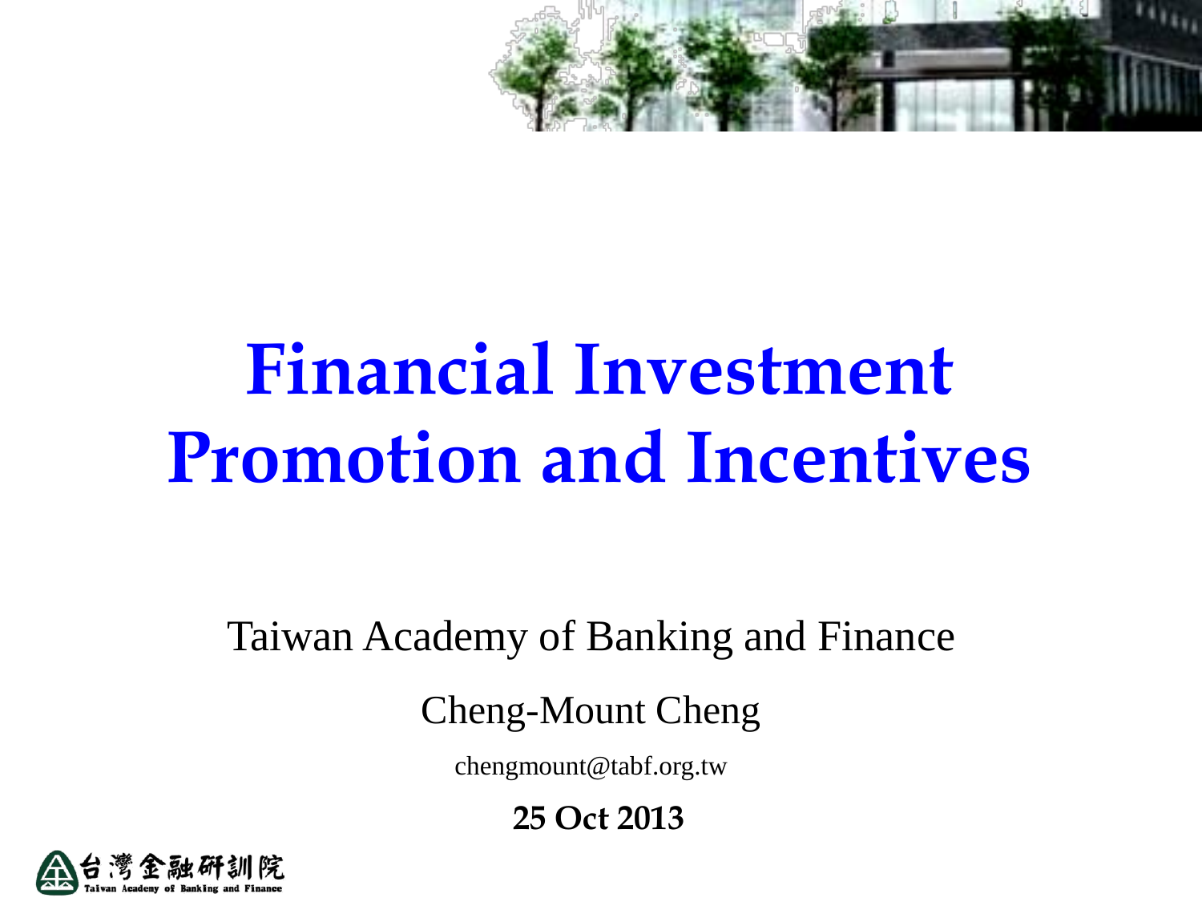# Financial Investment Promotion and Incentives

Taiwan Academy of Banking and Finance

Cheng-Mount Cheng

chengmount@tabf.org.tw

**25 Oct 2013**

台灣金融研訓院
Taiwan Academy of Banking and Finance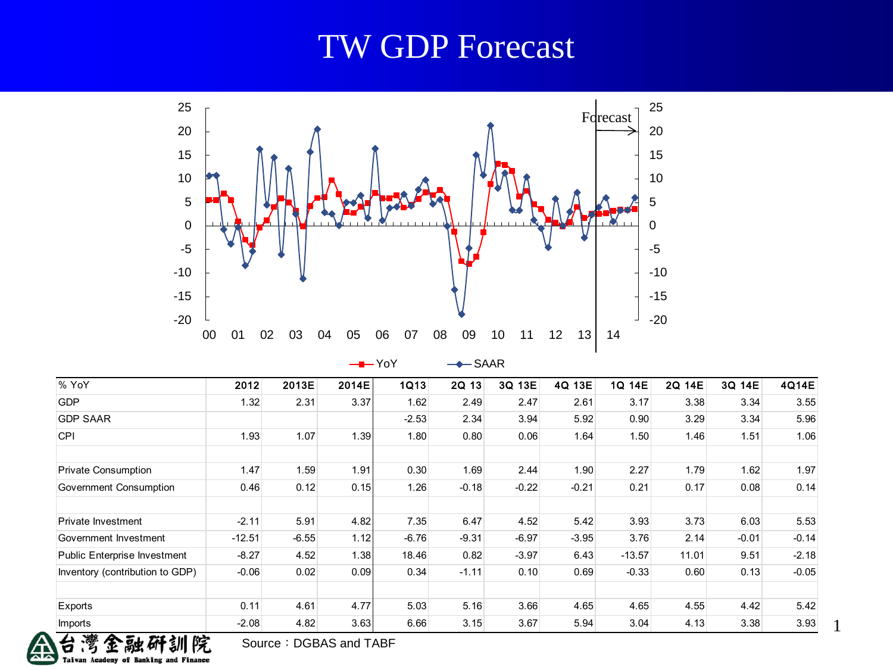# TW GDP Forecast

| % YoY | 2012 | 2013E | 2014E | 1Q13 | 2Q 13 | 3Q 13E | 4Q 13E | 1Q 14E | 2Q 14E | 3Q 14E | 4Q14E |
|---|---|---|---|---|---|---|---|---|---|---|---|
| GDP | 1.32 | 2.31 | 3.37 | 1.62 | 2.49 | 2.47 | 2.61 | 3.17 | 3.38 | 3.34 | 3.55 |
| GDP SAAR | | | | -2.53 | 2.34 | 3.94 | 5.92 | 0.90 | 3.29 | 3.34 | 5.96 |
| CPI | 1.93 | 1.07 | 1.39 | 1.80 | 0.80 | 0.06 | 1.64 | 1.50 | 1.46 | 1.51 | 1.06 |
| | | | | | | | | | | | |
| Private Consumption | 1.47 | 1.59 | 1.91 | 0.30 | 1.69 | 2.44 | 1.90 | 2.27 | 1.79 | 1.62 | 1.97 |
| Government Consumption | 0.46 | 0.12 | 0.15 | 1.26 | -0.18 | -0.22 | -0.21 | 0.21 | 0.17 | 0.08 | 0.14 |
| | | | | | | | | | | | |
| Private Investment | -2.11 | 5.91 | 4.82 | 7.35 | 6.47 | 4.52 | 5.42 | 3.93 | 3.73 | 6.03 | 5.53 |
| Government Investment | -12.51 | -6.55 | 1.12 | -6.76 | -9.31 | -6.97 | -3.95 | 3.76 | 2.14 | -0.01 | -0.14 |
| Public Enterprise Investment | -8.27 | 4.52 | 1.38 | 18.46 | 0.82 | -3.97 | 6.43 | -13.57 | 11.01 | 9.51 | -2.18 |
| Inventory (contribution to GDP) | -0.06 | 0.02 | 0.09 | 0.34 | -1.11 | 0.10 | 0.69 | -0.33 | 0.60 | 0.13 | -0.05 |
| | | | | | | | | | | | |
| Exports | 0.11 | 4.61 | 4.77 | 5.03 | 5.16 | 3.66 | 4.65 | 4.65 | 4.55 | 4.42 | 5.42 |
| Imports | -2.08 | 4.82 | 3.63 | 6.66 | 3.15 | 3.67 | 5.94 | 3.04 | 4.13 | 3.38 | 3.93 |

Source：DGBAS and TABF

台灣金融研訓院 Taiwan Academy of Banking and Finance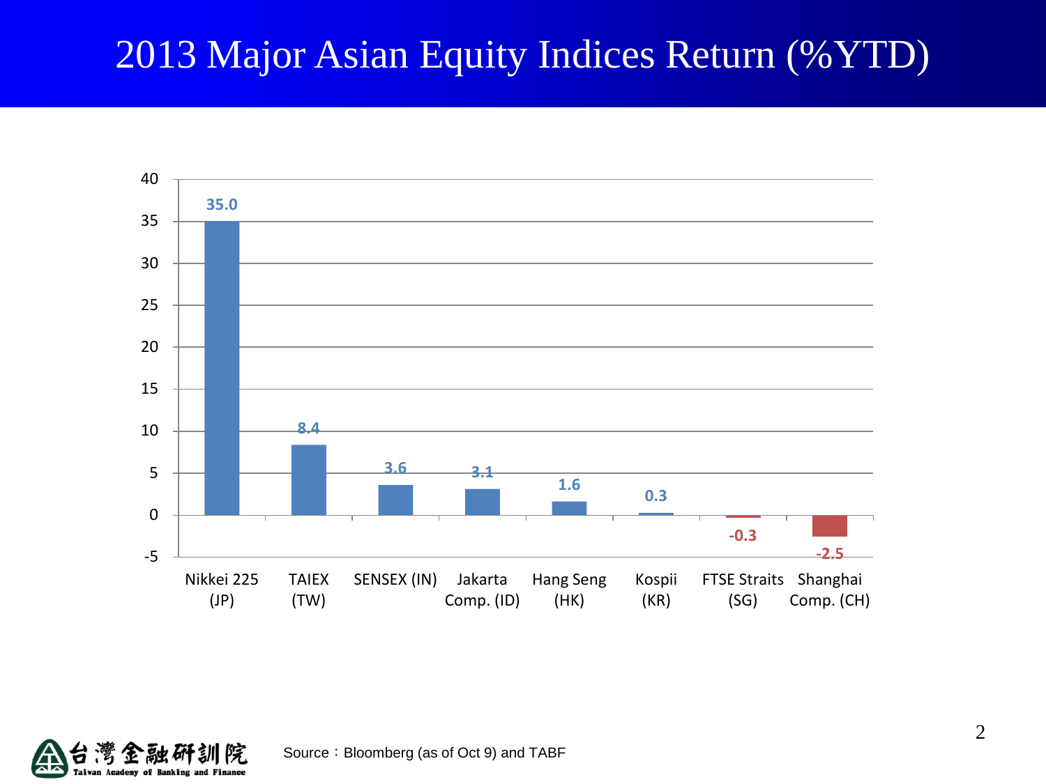# 2013 Major Asian Equity Indices Return (%YTD)

| Index | Return (%YTD) |
| --- | --- |
| Nikkei 225 (JP) | 35.0 |
| TAIEX (TW) | 8.4 |
| SENSEX (IN) | 3.6 |
| Jakarta Comp. (ID) | 3.1 |
| Hang Seng (HK) | 1.6 |
| Kospii (KR) | 0.3 |
| FTSE Straits (SG) | -0.3 |
| Shanghai Comp. (CH) | -2.5 |

台灣金融研訓院 Taiwan Academy of Banking and Finance

Source：Bloomberg (as of Oct 9) and TABF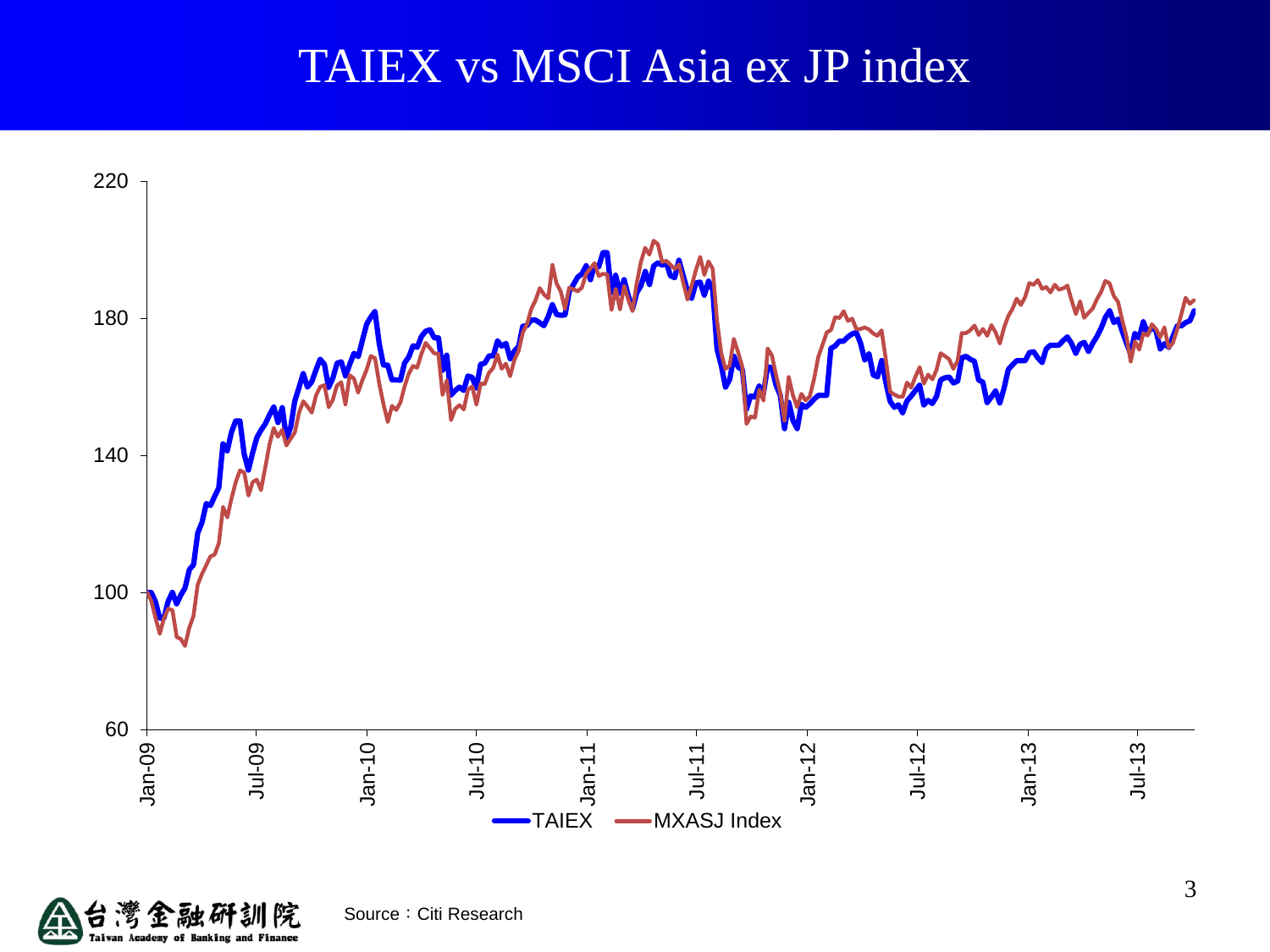# TAIEX vs MSCI Asia ex JP index

220

180

140

100

60

Jan-09 Jul-09 Jan-10 Jul-10 Jan-11 Jul-11 Jan-12 Jul-12 Jan-13 Jul-13

TAIEX MXASJ Index

Source：Citi Research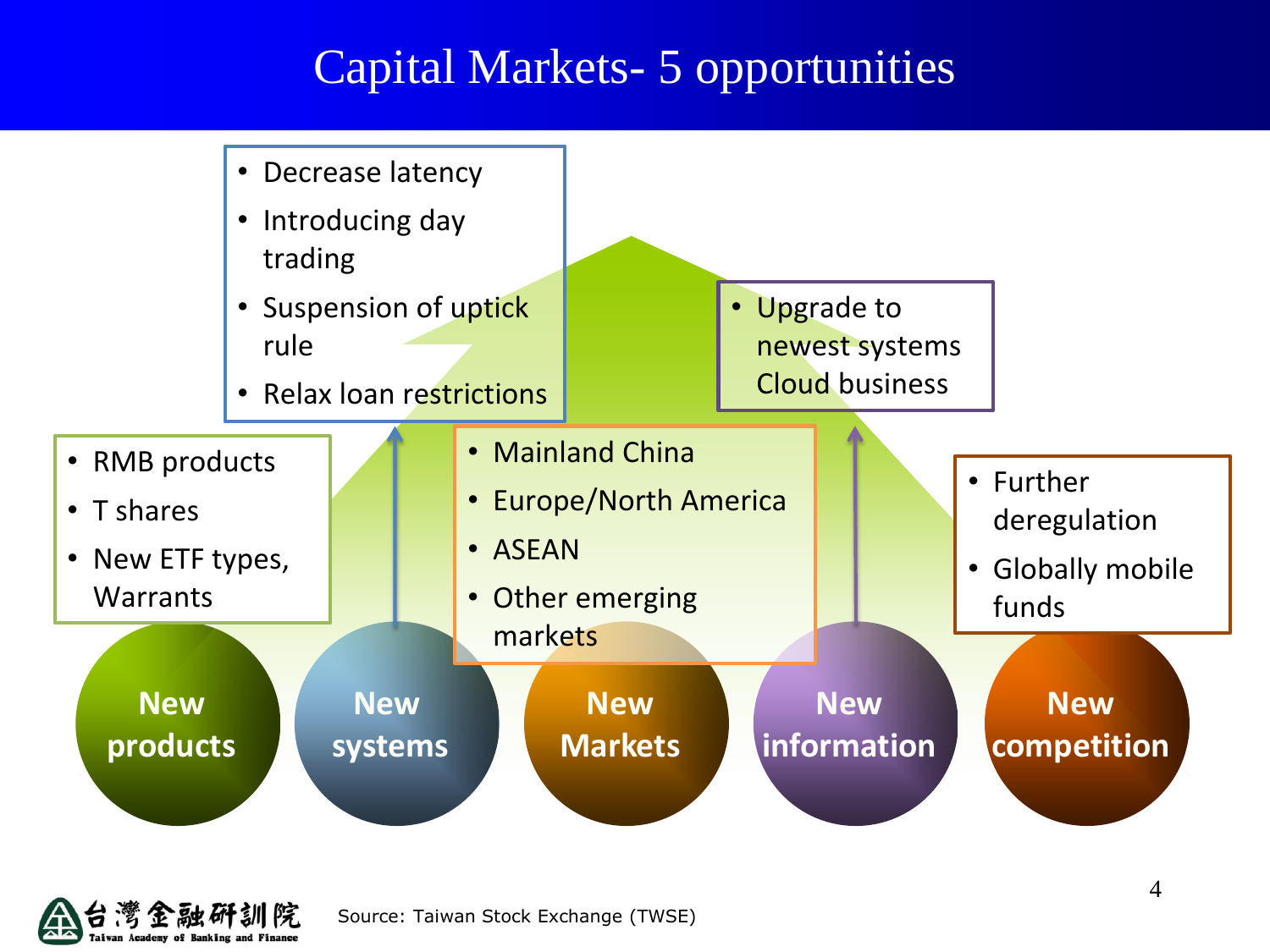# Capital Markets- 5 opportunities

## New products

- RMB products
- T shares
- New ETF types, Warrants

## New systems

- Decrease latency
- Introducing day trading
- Suspension of uptick rule
- Relax loan restrictions

## New Markets

- Mainland China
- Europe/North America
- ASEAN
- Other emerging markets

## New information

- Upgrade to newest systems Cloud business

## New competition

- Further deregulation
- Globally mobile funds

Source: Taiwan Stock Exchange (TWSE)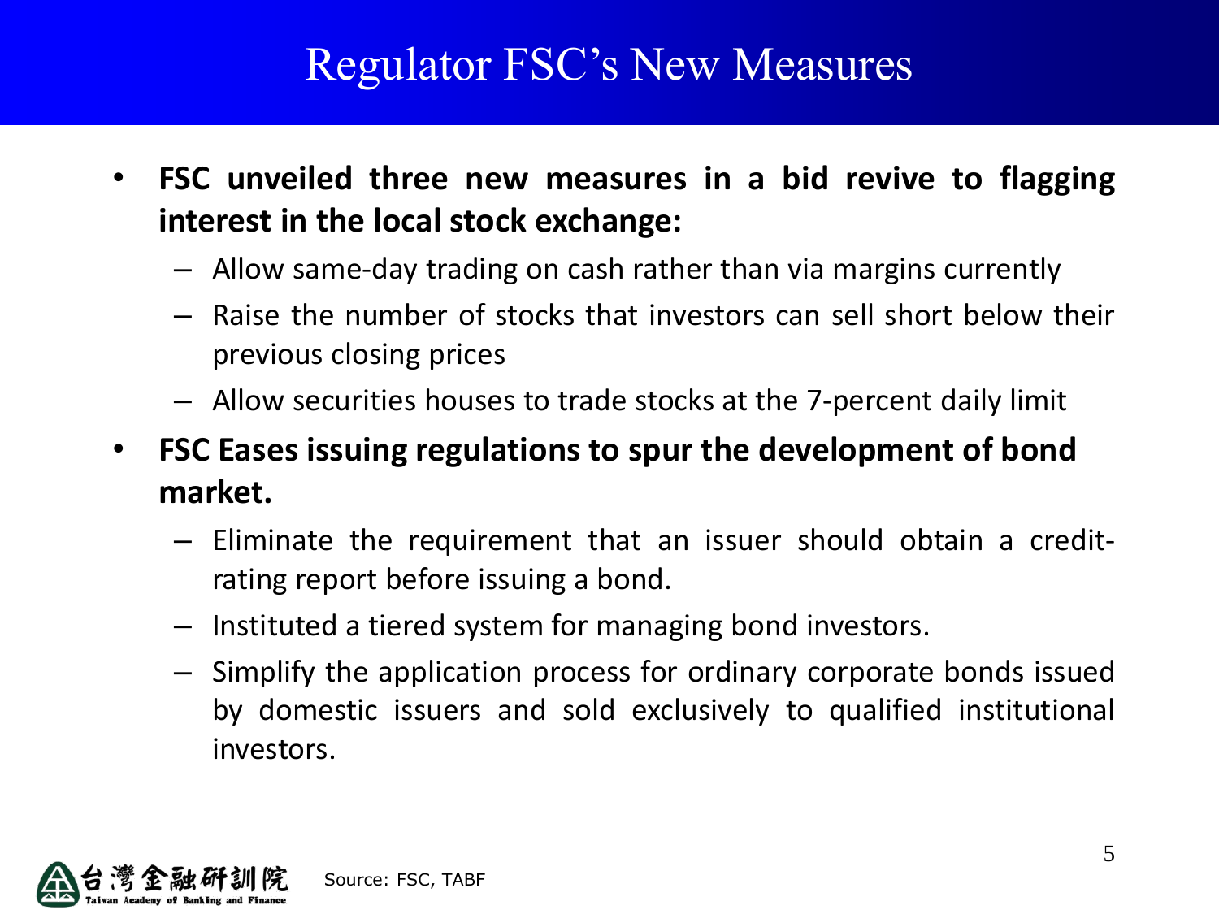# Regulator FSC's New Measures

- **FSC unveiled three new measures in a bid revive to flagging interest in the local stock exchange:**
  - Allow same-day trading on cash rather than via margins currently
  - Raise the number of stocks that investors can sell short below their previous closing prices
  - Allow securities houses to trade stocks at the 7-percent daily limit
- **FSC Eases issuing regulations to spur the development of bond market.**
  - Eliminate the requirement that an issuer should obtain a credit-rating report before issuing a bond.
  - Instituted a tiered system for managing bond investors.
  - Simplify the application process for ordinary corporate bonds issued by domestic issuers and sold exclusively to qualified institutional investors.

台灣金融研訓院 Taiwan Academy of Banking and Finance

Source: FSC, TABF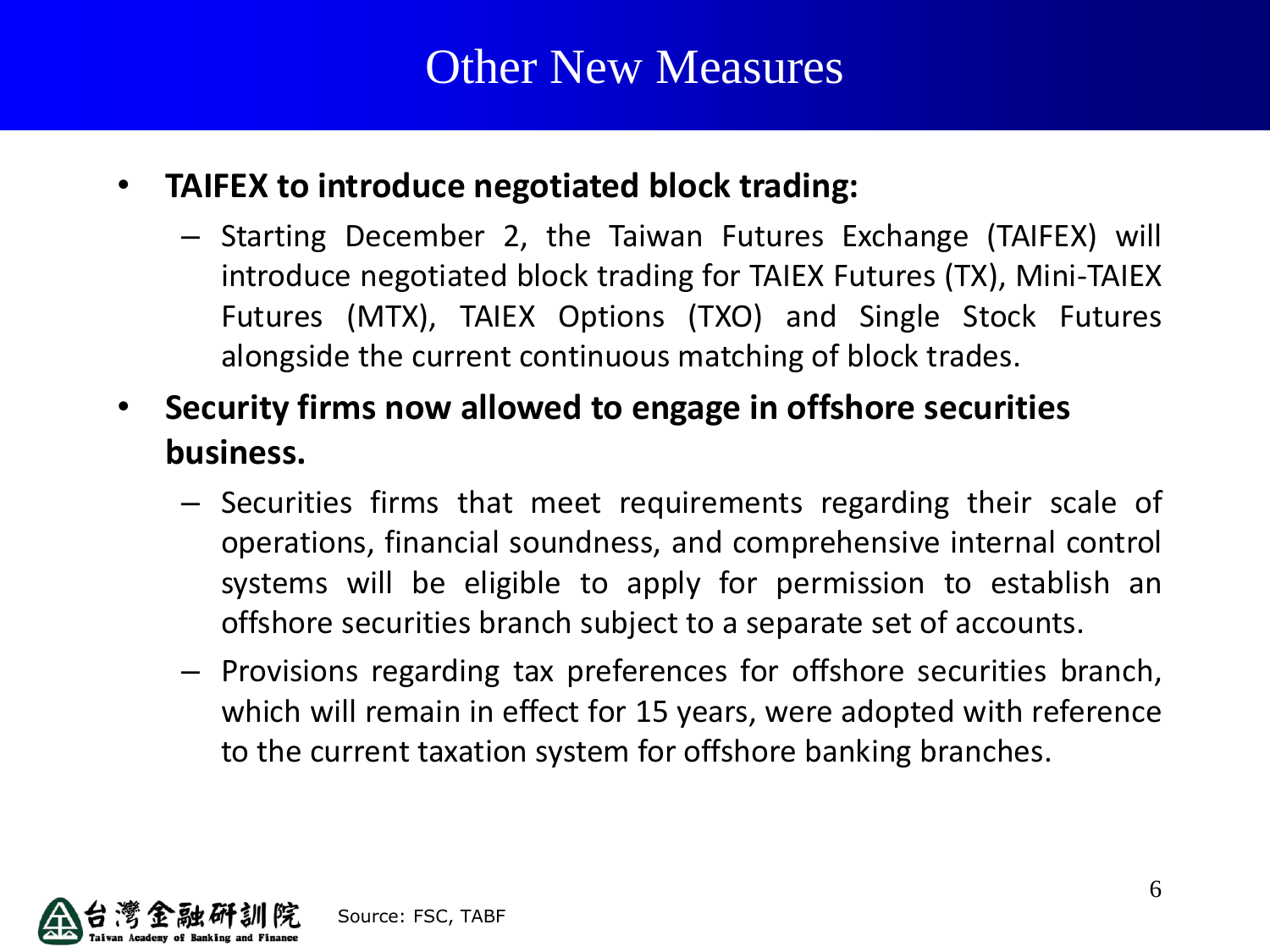# Other New Measures

- **TAIFEX to introduce negotiated block trading:**
  - Starting December 2, the Taiwan Futures Exchange (TAIFEX) will introduce negotiated block trading for TAIEX Futures (TX), Mini-TAIEX Futures (MTX), TAIEX Options (TXO) and Single Stock Futures alongside the current continuous matching of block trades.
- **Security firms now allowed to engage in offshore securities business.**
  - Securities firms that meet requirements regarding their scale of operations, financial soundness, and comprehensive internal control systems will be eligible to apply for permission to establish an offshore securities branch subject to a separate set of accounts.
  - Provisions regarding tax preferences for offshore securities branch, which will remain in effect for 15 years, were adopted with reference to the current taxation system for offshore banking branches.

Source: FSC, TABF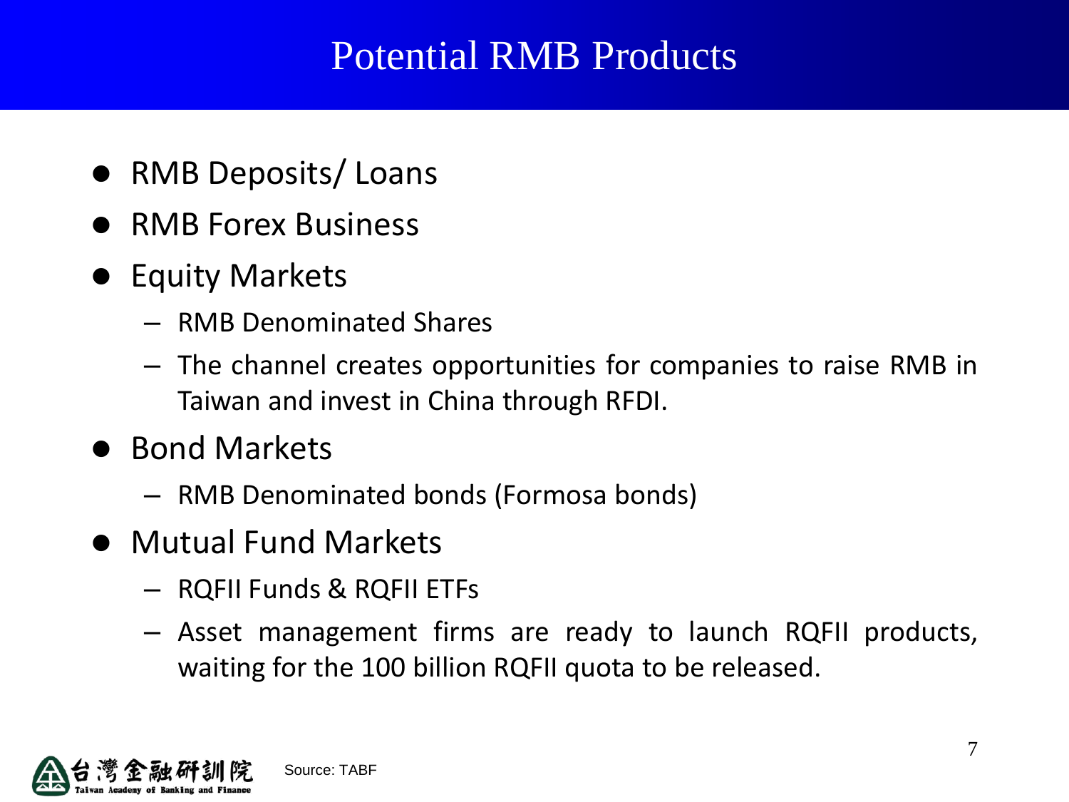# Potential RMB Products

- RMB Deposits/ Loans
- RMB Forex Business
- Equity Markets
  - RMB Denominated Shares
  - The channel creates opportunities for companies to raise RMB in Taiwan and invest in China through RFDI.
- Bond Markets
  - RMB Denominated bonds (Formosa bonds)
- Mutual Fund Markets
  - RQFII Funds & RQFII ETFs
  - Asset management firms are ready to launch RQFII products, waiting for the 100 billion RQFII quota to be released.

Source: TABF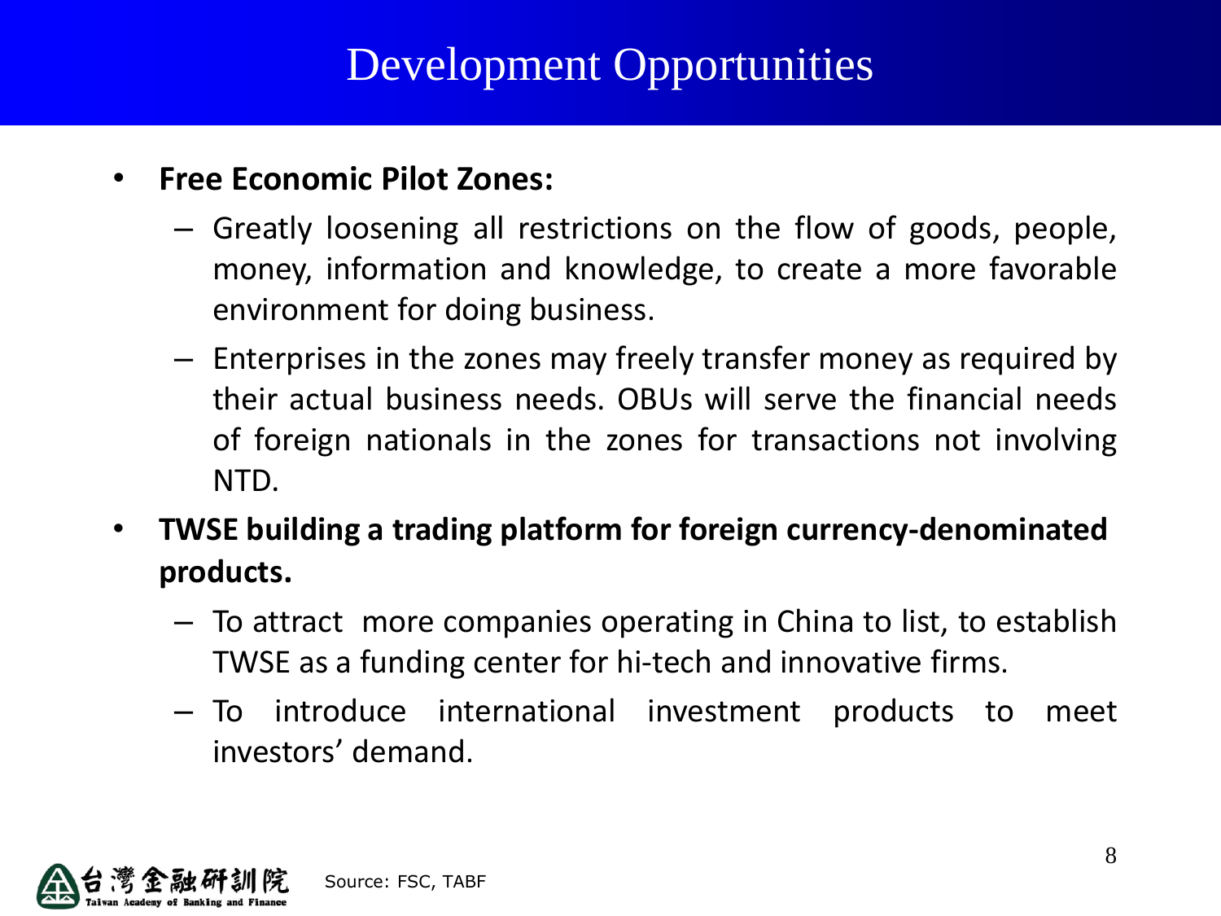# Development Opportunities

- **Free Economic Pilot Zones:**
  - Greatly loosening all restrictions on the flow of goods, people, money, information and knowledge, to create a more favorable environment for doing business.
  - Enterprises in the zones may freely transfer money as required by their actual business needs. OBUs will serve the financial needs of foreign nationals in the zones for transactions not involving NTD.
- **TWSE building a trading platform for foreign currency-denominated products.**
  - To attract more companies operating in China to list, to establish TWSE as a funding center for hi-tech and innovative firms.
  - To introduce international investment products to meet investors' demand.

Source: FSC, TABF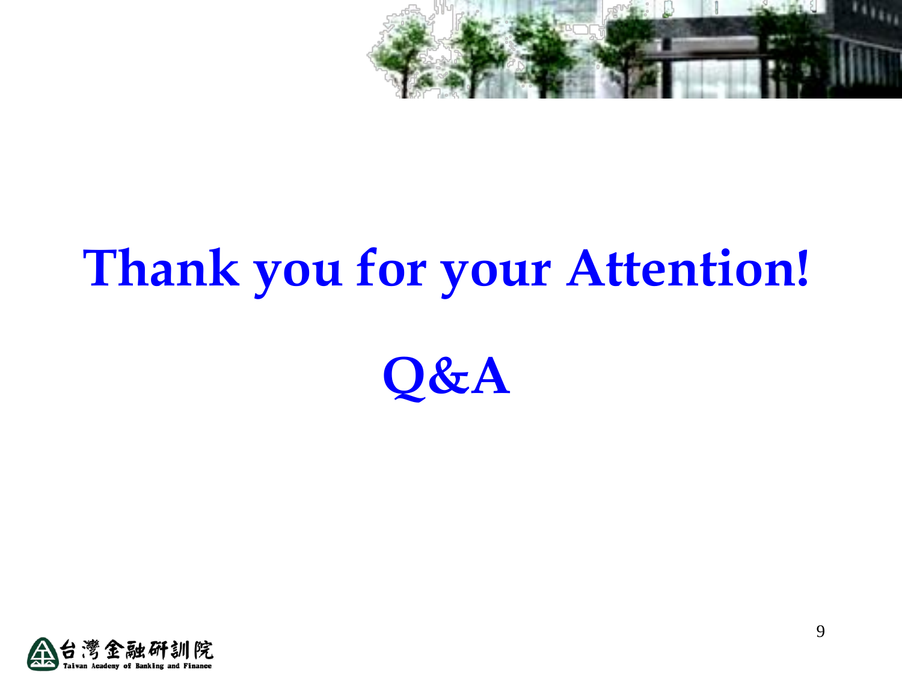# Thank you for your Attention!

# Q&A